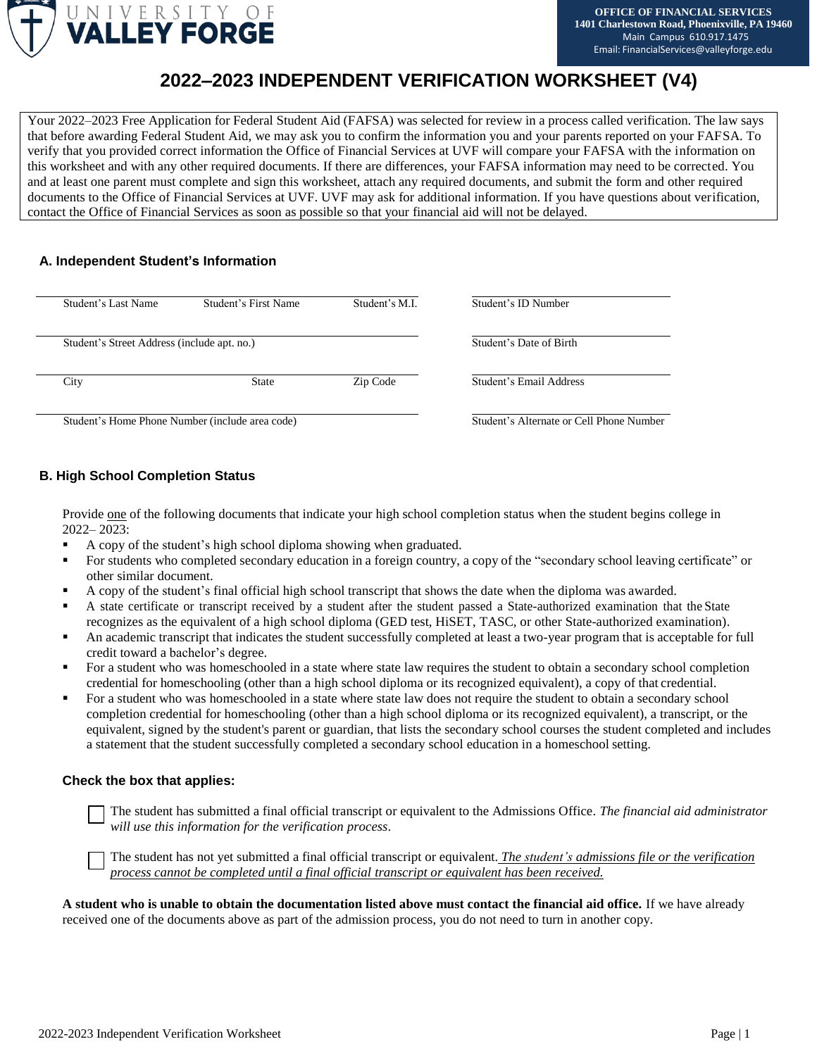UNIVERSITY OF **VALLEY FORGE**

**OFFICE OF FINANCIAL SERVICES**
**1401 Charlestown Road, Phoenixville, PA 19460**
Main Campus 610.917.1475
Email: FinancialServices@valleyforge.edu

# 2022–2023 INDEPENDENT VERIFICATION WORKSHEET (V4)

Your 2022–2023 Free Application for Federal Student Aid (FAFSA) was selected for review in a process called verification. The law says that before awarding Federal Student Aid, we may ask you to confirm the information you and your parents reported on your FAFSA. To verify that you provided correct information the Office of Financial Services at UVF will compare your FAFSA with the information on this worksheet and with any other required documents. If there are differences, your FAFSA information may need to be corrected. You and at least one parent must complete and sign this worksheet, attach any required documents, and submit the form and other required documents to the Office of Financial Services at UVF. UVF may ask for additional information. If you have questions about verification, contact the Office of Financial Services as soon as possible so that your financial aid will not be delayed.

### A. Independent Student's Information

| | | | |
|---|---|---|---|
| Student's Last Name | Student's First Name | Student's M.I. | Student's ID Number |
| Student's Street Address (include apt. no.) | | | Student's Date of Birth |
| City | State | Zip Code | Student's Email Address |
| Student's Home Phone Number (include area code) | | | Student's Alternate or Cell Phone Number |

### B. High School Completion Status

Provide one of the following documents that indicate your high school completion status when the student begins college in 2022– 2023:

- A copy of the student's high school diploma showing when graduated.
- For students who completed secondary education in a foreign country, a copy of the "secondary school leaving certificate" or other similar document.
- A copy of the student's final official high school transcript that shows the date when the diploma was awarded.
- A state certificate or transcript received by a student after the student passed a State-authorized examination that the State recognizes as the equivalent of a high school diploma (GED test, HiSET, TASC, or other State-authorized examination).
- An academic transcript that indicates the student successfully completed at least a two-year program that is acceptable for full credit toward a bachelor's degree.
- For a student who was homeschooled in a state where state law requires the student to obtain a secondary school completion credential for homeschooling (other than a high school diploma or its recognized equivalent), a copy of that credential.
- For a student who was homeschooled in a state where state law does not require the student to obtain a secondary school completion credential for homeschooling (other than a high school diploma or its recognized equivalent), a transcript, or the equivalent, signed by the student's parent or guardian, that lists the secondary school courses the student completed and includes a statement that the student successfully completed a secondary school education in a homeschool setting.

**Check the box that applies:**

☐ The student has submitted a final official transcript or equivalent to the Admissions Office. *The financial aid administrator will use this information for the verification process*.

☐ The student has not yet submitted a final official transcript or equivalent. *The student's admissions file or the verification process cannot be completed until a final official transcript or equivalent has been received.*

**A student who is unable to obtain the documentation listed above must contact the financial aid office.** If we have already received one of the documents above as part of the admission process, you do not need to turn in another copy.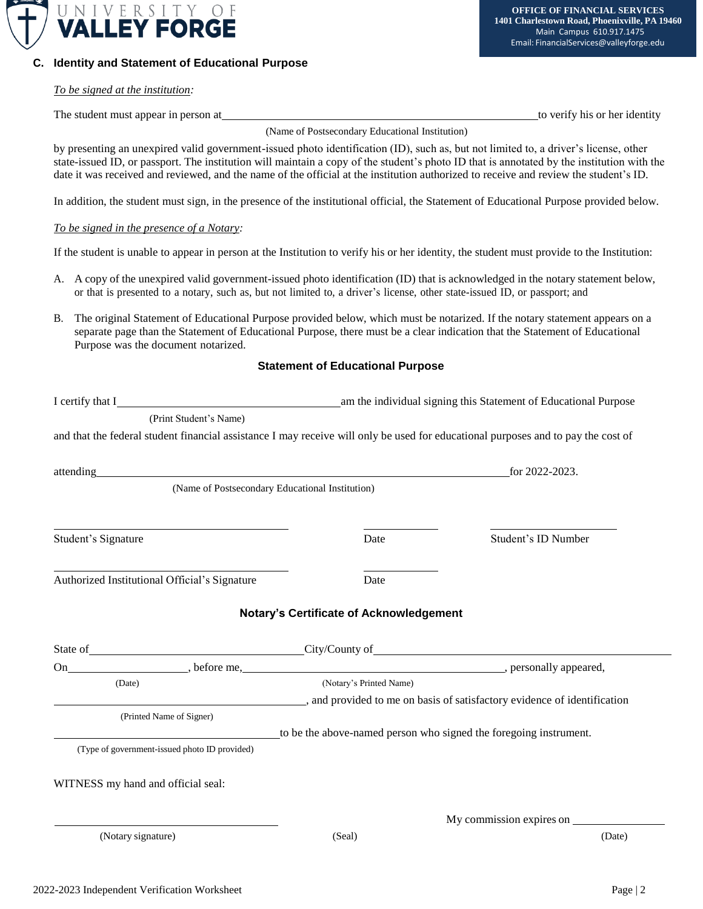**OFFICE OF FINANCIAL SERVICES**
**1401 Charlestown Road, Phoenixville, PA 19460**
Main Campus 610.917.1475
Email: FinancialServices@valleyforge.edu

## C. Identity and Statement of Educational Purpose

*To be signed at the institution:*

The student must appear in person at ______________________________ to verify his or her identity
(Name of Postsecondary Educational Institution)

by presenting an unexpired valid government-issued photo identification (ID), such as, but not limited to, a driver's license, other state-issued ID, or passport. The institution will maintain a copy of the student's photo ID that is annotated by the institution with the date it was received and reviewed, and the name of the official at the institution authorized to receive and review the student's ID.

In addition, the student must sign, in the presence of the institutional official, the Statement of Educational Purpose provided below.

*To be signed in the presence of a Notary:*

If the student is unable to appear in person at the Institution to verify his or her identity, the student must provide to the Institution:

A. A copy of the unexpired valid government-issued photo identification (ID) that is acknowledged in the notary statement below, or that is presented to a notary, such as, but not limited to, a driver's license, other state-issued ID, or passport; and

B. The original Statement of Educational Purpose provided below, which must be notarized. If the notary statement appears on a separate page than the Statement of Educational Purpose, there must be a clear indication that the Statement of Educational Purpose was the document notarized.

### Statement of Educational Purpose

I certify that I ______________________________ am the individual signing this Statement of Educational Purpose
(Print Student's Name)

and that the federal student financial assistance I may receive will only be used for educational purposes and to pay the cost of

attending ______________________________ for 2022-2023.
(Name of Postsecondary Educational Institution)

______________________________ ____________ ____________________
Student's Signature Date Student's ID Number

______________________________ ____________
Authorized Institutional Official's Signature Date

### Notary's Certificate of Acknowledgement

State of ______________________ City/County of ______________________

On ______________, before me, ______________________________, personally appeared,
(Date) (Notary's Printed Name)

______________________________, and provided to me on basis of satisfactory evidence of identification
(Printed Name of Signer)

______________________________ to be the above-named person who signed the foregoing instrument.
(Type of government-issued photo ID provided)

WITNESS my hand and official seal:

______________________________ My commission expires on ______________
(Notary signature) (Seal) (Date)

2022-2023 Independent Verification Worksheet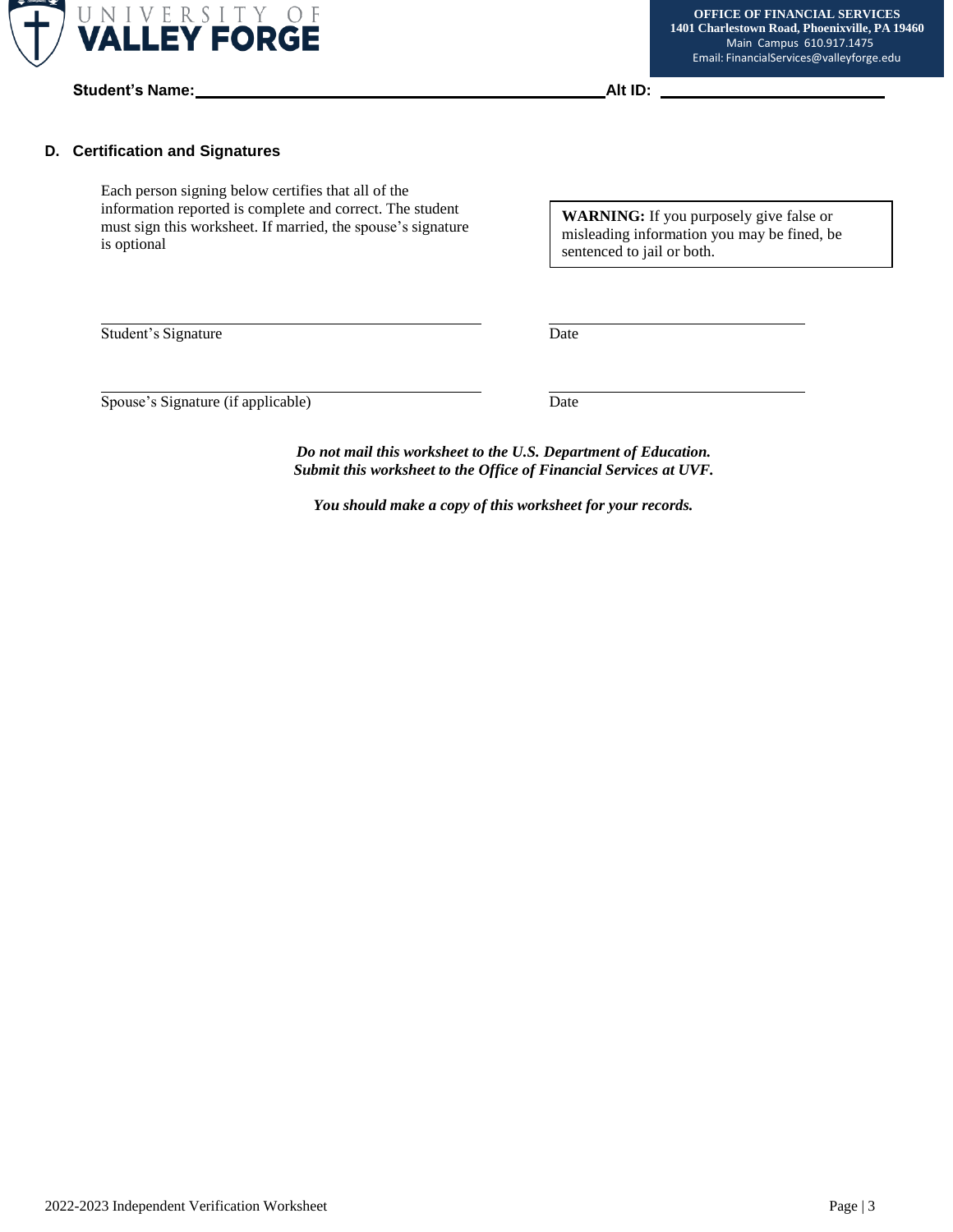UNIVERSITY OF **VALLEY FORGE**

**OFFICE OF FINANCIAL SERVICES**
**1401 Charlestown Road, Phoenixville, PA 19460**
Main Campus 610.917.1475
Email: FinancialServices@valleyforge.edu

**Student's Name:**\_\_\_\_\_\_\_\_\_\_\_\_\_\_\_\_\_\_\_\_\_\_\_\_\_\_\_\_\_\_\_\_\_\_\_\_\_\_\_\_ **Alt ID:** \_\_\_\_\_\_\_\_\_\_\_\_\_\_\_\_\_\_\_\_\_\_\_\_

### D. Certification and Signatures

Each person signing below certifies that all of the information reported is complete and correct. The student must sign this worksheet. If married, the spouse's signature is optional

> **WARNING:** If you purposely give false or misleading information you may be fined, be sentenced to jail or both.

\_\_\_\_\_\_\_\_\_\_\_\_\_\_\_\_\_\_\_\_\_\_\_\_\_\_\_\_\_\_\_\_\_\_\_\_\_\_ \_\_\_\_\_\_\_\_\_\_\_\_\_\_\_\_\_\_\_\_\_\_\_\_\_\_
Student's Signature Date

\_\_\_\_\_\_\_\_\_\_\_\_\_\_\_\_\_\_\_\_\_\_\_\_\_\_\_\_\_\_\_\_\_\_\_\_\_\_ \_\_\_\_\_\_\_\_\_\_\_\_\_\_\_\_\_\_\_\_\_\_\_\_\_\_
Spouse's Signature (if applicable) Date

***Do not mail this worksheet to the U.S. Department of Education.***
***Submit this worksheet to the Office of Financial Services at UVF.***

***You should make a copy of this worksheet for your records.***